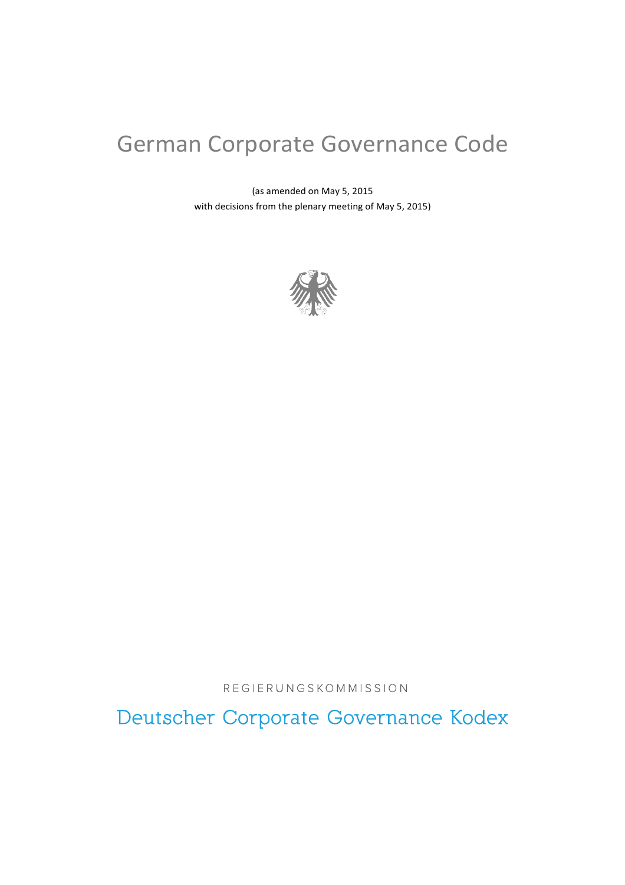# German Corporate Governance Code

(as amended on May 5, 2015
with decisions from the plenary meeting of May 5, 2015)

REGIERUNGSKOMMISSION

Deutscher Corporate Governance Kodex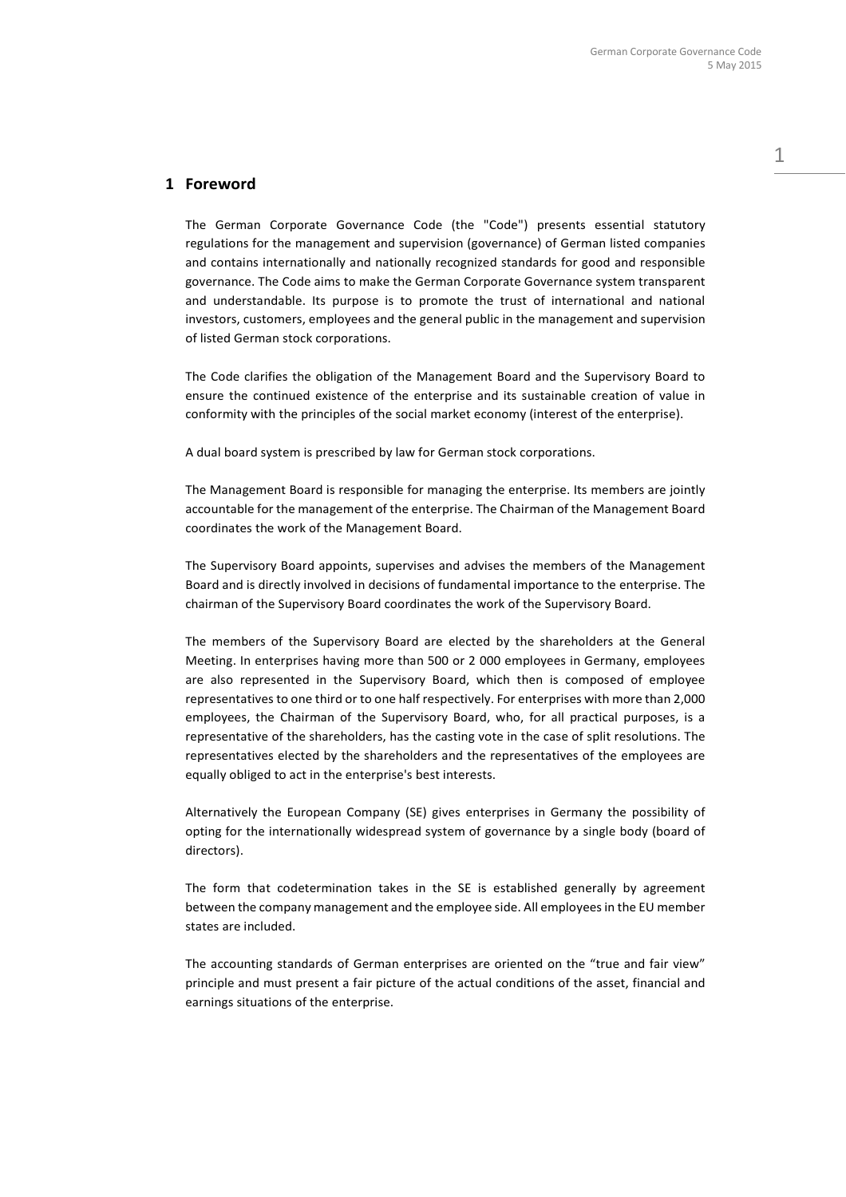## 1 Foreword

The German Corporate Governance Code (the "Code") presents essential statutory regulations for the management and supervision (governance) of German listed companies and contains internationally and nationally recognized standards for good and responsible governance. The Code aims to make the German Corporate Governance system transparent and understandable. Its purpose is to promote the trust of international and national investors, customers, employees and the general public in the management and supervision of listed German stock corporations.

The Code clarifies the obligation of the Management Board and the Supervisory Board to ensure the continued existence of the enterprise and its sustainable creation of value in conformity with the principles of the social market economy (interest of the enterprise).

A dual board system is prescribed by law for German stock corporations.

The Management Board is responsible for managing the enterprise. Its members are jointly accountable for the management of the enterprise. The Chairman of the Management Board coordinates the work of the Management Board.

The Supervisory Board appoints, supervises and advises the members of the Management Board and is directly involved in decisions of fundamental importance to the enterprise. The chairman of the Supervisory Board coordinates the work of the Supervisory Board.

The members of the Supervisory Board are elected by the shareholders at the General Meeting. In enterprises having more than 500 or 2 000 employees in Germany, employees are also represented in the Supervisory Board, which then is composed of employee representatives to one third or to one half respectively. For enterprises with more than 2,000 employees, the Chairman of the Supervisory Board, who, for all practical purposes, is a representative of the shareholders, has the casting vote in the case of split resolutions. The representatives elected by the shareholders and the representatives of the employees are equally obliged to act in the enterprise's best interests.

Alternatively the European Company (SE) gives enterprises in Germany the possibility of opting for the internationally widespread system of governance by a single body (board of directors).

The form that codetermination takes in the SE is established generally by agreement between the company management and the employee side. All employees in the EU member states are included.

The accounting standards of German enterprises are oriented on the "true and fair view" principle and must present a fair picture of the actual conditions of the asset, financial and earnings situations of the enterprise.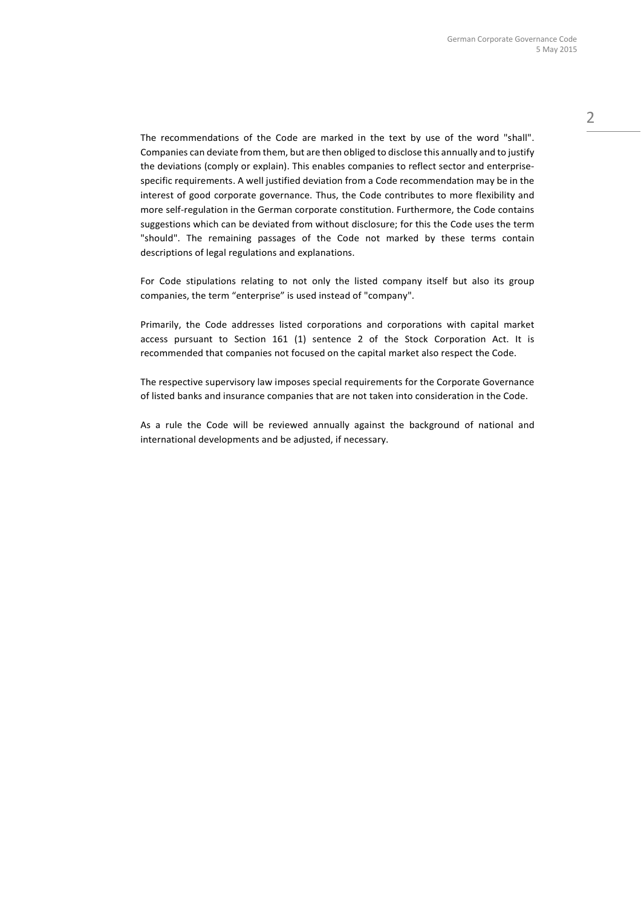The recommendations of the Code are marked in the text by use of the word "shall". Companies can deviate from them, but are then obliged to disclose this annually and to justify the deviations (comply or explain). This enables companies to reflect sector and enterprise-specific requirements. A well justified deviation from a Code recommendation may be in the interest of good corporate governance. Thus, the Code contributes to more flexibility and more self-regulation in the German corporate constitution. Furthermore, the Code contains suggestions which can be deviated from without disclosure; for this the Code uses the term "should". The remaining passages of the Code not marked by these terms contain descriptions of legal regulations and explanations.

For Code stipulations relating to not only the listed company itself but also its group companies, the term “enterprise” is used instead of "company".

Primarily, the Code addresses listed corporations and corporations with capital market access pursuant to Section 161 (1) sentence 2 of the Stock Corporation Act. It is recommended that companies not focused on the capital market also respect the Code.

The respective supervisory law imposes special requirements for the Corporate Governance of listed banks and insurance companies that are not taken into consideration in the Code.

As a rule the Code will be reviewed annually against the background of national and international developments and be adjusted, if necessary.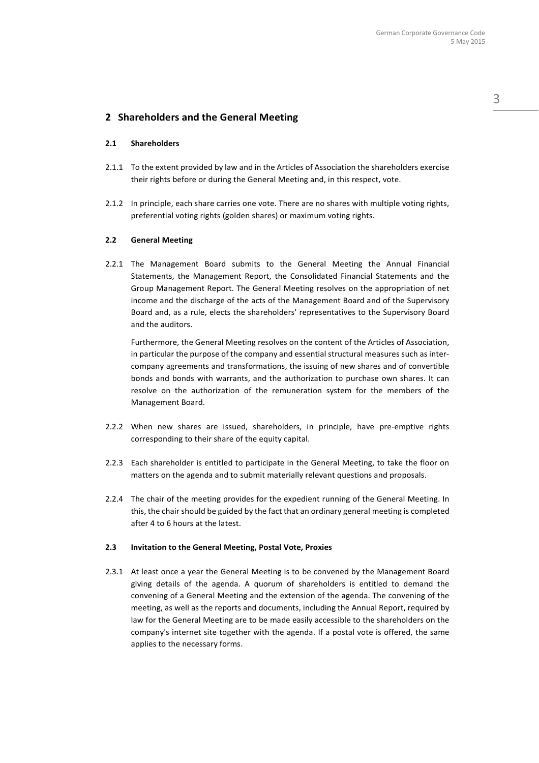## 2 Shareholders and the General Meeting

### 2.1 Shareholders

2.1.1 To the extent provided by law and in the Articles of Association the shareholders exercise their rights before or during the General Meeting and, in this respect, vote.

2.1.2 In principle, each share carries one vote. There are no shares with multiple voting rights, preferential voting rights (golden shares) or maximum voting rights.

### 2.2 General Meeting

2.2.1 The Management Board submits to the General Meeting the Annual Financial Statements, the Management Report, the Consolidated Financial Statements and the Group Management Report. The General Meeting resolves on the appropriation of net income and the discharge of the acts of the Management Board and of the Supervisory Board and, as a rule, elects the shareholders' representatives to the Supervisory Board and the auditors.

Furthermore, the General Meeting resolves on the content of the Articles of Association, in particular the purpose of the company and essential structural measures such as inter-company agreements and transformations, the issuing of new shares and of convertible bonds and bonds with warrants, and the authorization to purchase own shares. It can resolve on the authorization of the remuneration system for the members of the Management Board.

2.2.2 When new shares are issued, shareholders, in principle, have pre-emptive rights corresponding to their share of the equity capital.

2.2.3 Each shareholder is entitled to participate in the General Meeting, to take the floor on matters on the agenda and to submit materially relevant questions and proposals.

2.2.4 The chair of the meeting provides for the expedient running of the General Meeting. In this, the chair should be guided by the fact that an ordinary general meeting is completed after 4 to 6 hours at the latest.

### 2.3 Invitation to the General Meeting, Postal Vote, Proxies

2.3.1 At least once a year the General Meeting is to be convened by the Management Board giving details of the agenda. A quorum of shareholders is entitled to demand the convening of a General Meeting and the extension of the agenda. The convening of the meeting, as well as the reports and documents, including the Annual Report, required by law for the General Meeting are to be made easily accessible to the shareholders on the company's internet site together with the agenda. If a postal vote is offered, the same applies to the necessary forms.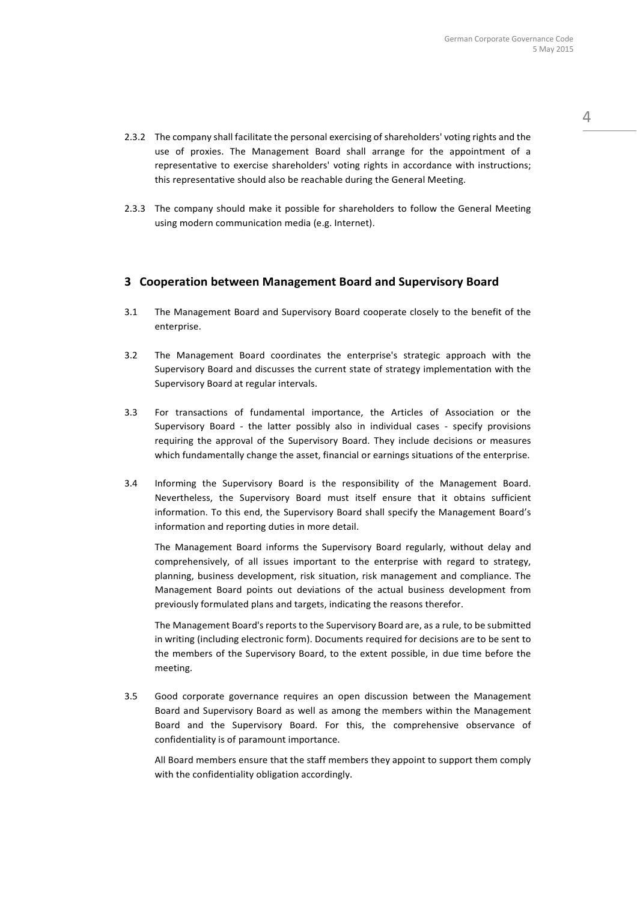2.3.2 The company shall facilitate the personal exercising of shareholders' voting rights and the use of proxies. The Management Board shall arrange for the appointment of a representative to exercise shareholders' voting rights in accordance with instructions; this representative should also be reachable during the General Meeting.

2.3.3 The company should make it possible for shareholders to follow the General Meeting using modern communication media (e.g. Internet).

## 3 Cooperation between Management Board and Supervisory Board

3.1 The Management Board and Supervisory Board cooperate closely to the benefit of the enterprise.

3.2 The Management Board coordinates the enterprise's strategic approach with the Supervisory Board and discusses the current state of strategy implementation with the Supervisory Board at regular intervals.

3.3 For transactions of fundamental importance, the Articles of Association or the Supervisory Board - the latter possibly also in individual cases - specify provisions requiring the approval of the Supervisory Board. They include decisions or measures which fundamentally change the asset, financial or earnings situations of the enterprise.

3.4 Informing the Supervisory Board is the responsibility of the Management Board. Nevertheless, the Supervisory Board must itself ensure that it obtains sufficient information. To this end, the Supervisory Board shall specify the Management Board's information and reporting duties in more detail.

The Management Board informs the Supervisory Board regularly, without delay and comprehensively, of all issues important to the enterprise with regard to strategy, planning, business development, risk situation, risk management and compliance. The Management Board points out deviations of the actual business development from previously formulated plans and targets, indicating the reasons therefor.

The Management Board's reports to the Supervisory Board are, as a rule, to be submitted in writing (including electronic form). Documents required for decisions are to be sent to the members of the Supervisory Board, to the extent possible, in due time before the meeting.

3.5 Good corporate governance requires an open discussion between the Management Board and Supervisory Board as well as among the members within the Management Board and the Supervisory Board. For this, the comprehensive observance of confidentiality is of paramount importance.

All Board members ensure that the staff members they appoint to support them comply with the confidentiality obligation accordingly.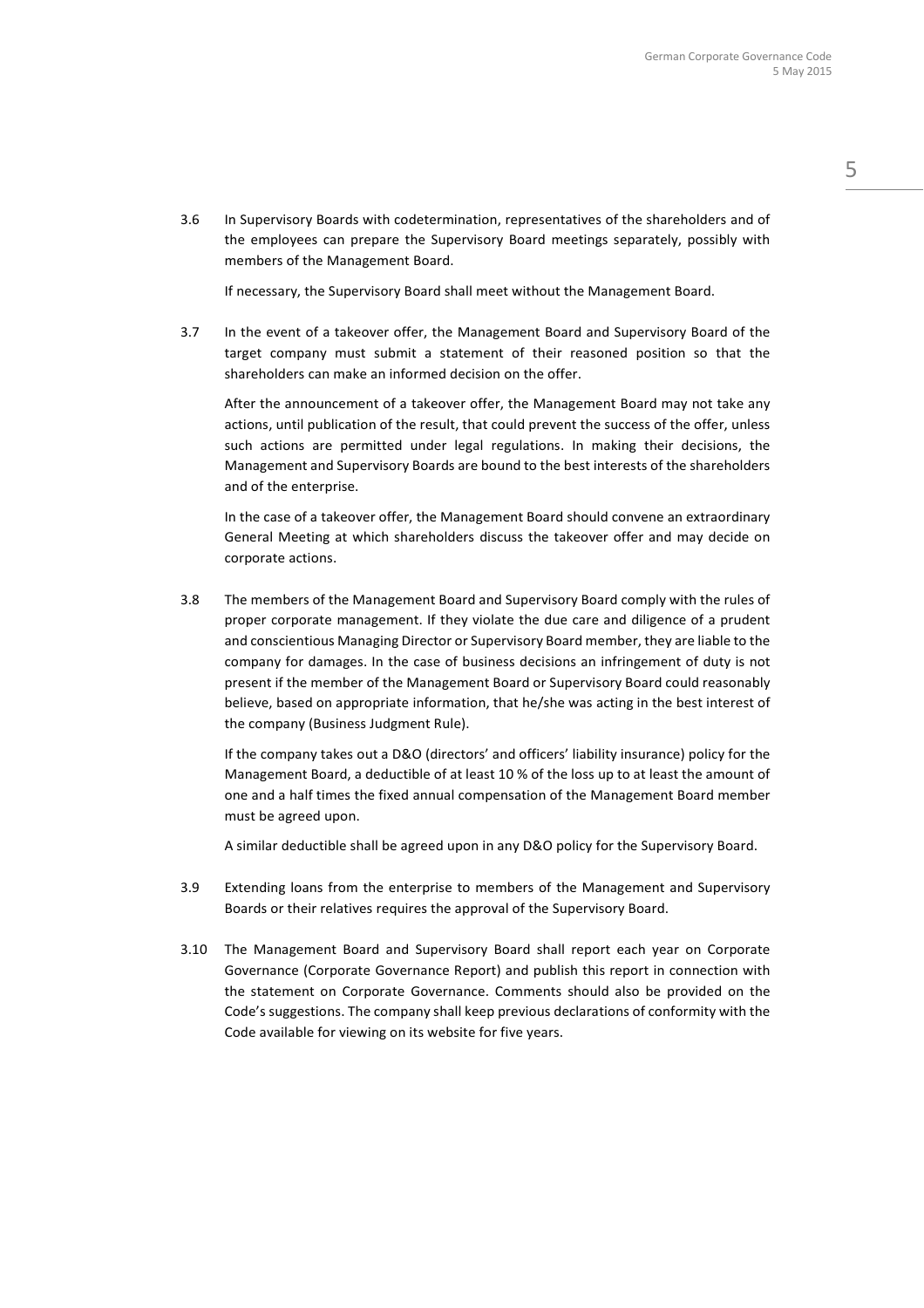3.6 In Supervisory Boards with codetermination, representatives of the shareholders and of the employees can prepare the Supervisory Board meetings separately, possibly with members of the Management Board.

If necessary, the Supervisory Board shall meet without the Management Board.

3.7 In the event of a takeover offer, the Management Board and Supervisory Board of the target company must submit a statement of their reasoned position so that the shareholders can make an informed decision on the offer.

After the announcement of a takeover offer, the Management Board may not take any actions, until publication of the result, that could prevent the success of the offer, unless such actions are permitted under legal regulations. In making their decisions, the Management and Supervisory Boards are bound to the best interests of the shareholders and of the enterprise.

In the case of a takeover offer, the Management Board should convene an extraordinary General Meeting at which shareholders discuss the takeover offer and may decide on corporate actions.

3.8 The members of the Management Board and Supervisory Board comply with the rules of proper corporate management. If they violate the due care and diligence of a prudent and conscientious Managing Director or Supervisory Board member, they are liable to the company for damages. In the case of business decisions an infringement of duty is not present if the member of the Management Board or Supervisory Board could reasonably believe, based on appropriate information, that he/she was acting in the best interest of the company (Business Judgment Rule).

If the company takes out a D&O (directors' and officers' liability insurance) policy for the Management Board, a deductible of at least 10 % of the loss up to at least the amount of one and a half times the fixed annual compensation of the Management Board member must be agreed upon.

A similar deductible shall be agreed upon in any D&O policy for the Supervisory Board.

3.9 Extending loans from the enterprise to members of the Management and Supervisory Boards or their relatives requires the approval of the Supervisory Board.

3.10 The Management Board and Supervisory Board shall report each year on Corporate Governance (Corporate Governance Report) and publish this report in connection with the statement on Corporate Governance. Comments should also be provided on the Code's suggestions. The company shall keep previous declarations of conformity with the Code available for viewing on its website for five years.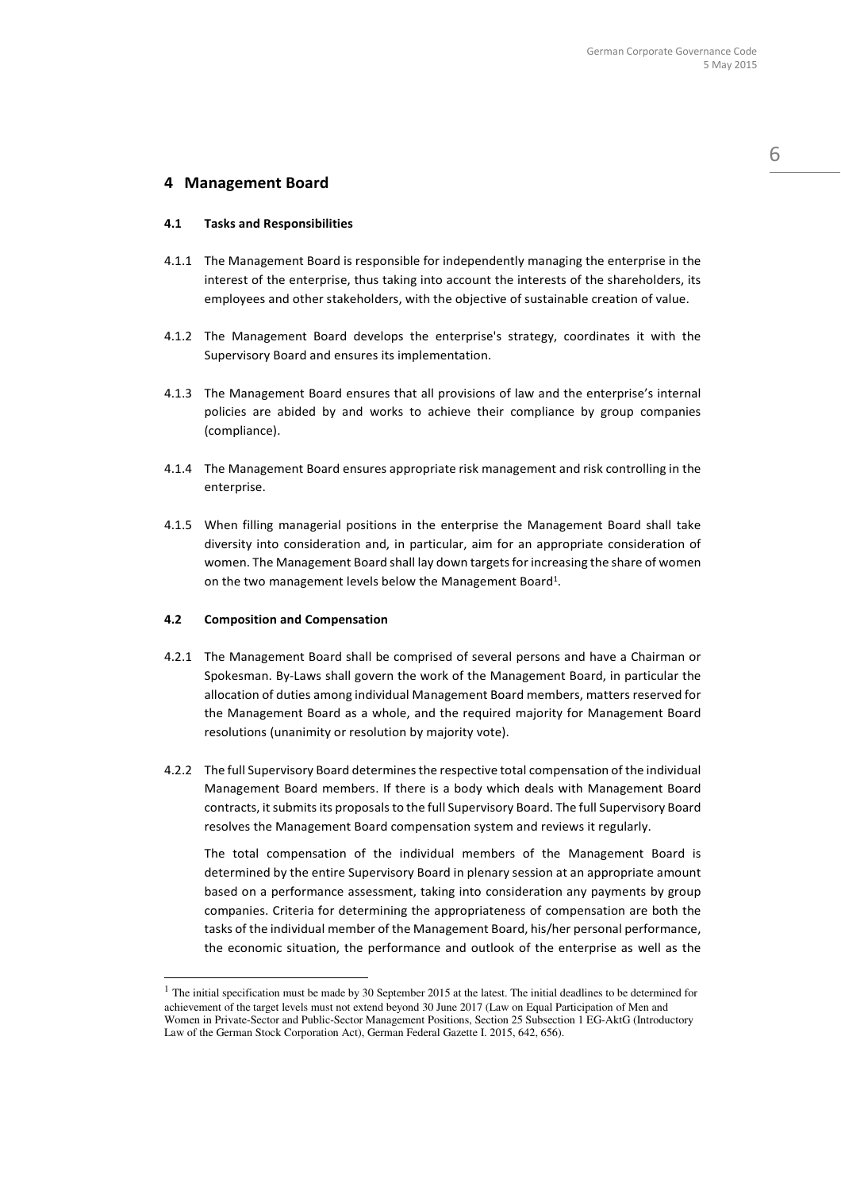# 4 Management Board

### 4.1 Tasks and Responsibilities

4.1.1 The Management Board is responsible for independently managing the enterprise in the interest of the enterprise, thus taking into account the interests of the shareholders, its employees and other stakeholders, with the objective of sustainable creation of value.

4.1.2 The Management Board develops the enterprise's strategy, coordinates it with the Supervisory Board and ensures its implementation.

4.1.3 The Management Board ensures that all provisions of law and the enterprise's internal policies are abided by and works to achieve their compliance by group companies (compliance).

4.1.4 The Management Board ensures appropriate risk management and risk controlling in the enterprise.

4.1.5 When filling managerial positions in the enterprise the Management Board shall take diversity into consideration and, in particular, aim for an appropriate consideration of women. The Management Board shall lay down targets for increasing the share of women on the two management levels below the Management Board[1].

### 4.2 Composition and Compensation

4.2.1 The Management Board shall be comprised of several persons and have a Chairman or Spokesman. By-Laws shall govern the work of the Management Board, in particular the allocation of duties among individual Management Board members, matters reserved for the Management Board as a whole, and the required majority for Management Board resolutions (unanimity or resolution by majority vote).

4.2.2 The full Supervisory Board determines the respective total compensation of the individual Management Board members. If there is a body which deals with Management Board contracts, it submits its proposals to the full Supervisory Board. The full Supervisory Board resolves the Management Board compensation system and reviews it regularly.

The total compensation of the individual members of the Management Board is determined by the entire Supervisory Board in plenary session at an appropriate amount based on a performance assessment, taking into consideration any payments by group companies. Criteria for determining the appropriateness of compensation are both the tasks of the individual member of the Management Board, his/her personal performance, the economic situation, the performance and outlook of the enterprise as well as the

---

[1] The initial specification must be made by 30 September 2015 at the latest. The initial deadlines to be determined for achievement of the target levels must not extend beyond 30 June 2017 (Law on Equal Participation of Men and Women in Private-Sector and Public-Sector Management Positions, Section 25 Subsection 1 EG-AktG (Introductory Law of the German Stock Corporation Act), German Federal Gazette I. 2015, 642, 656).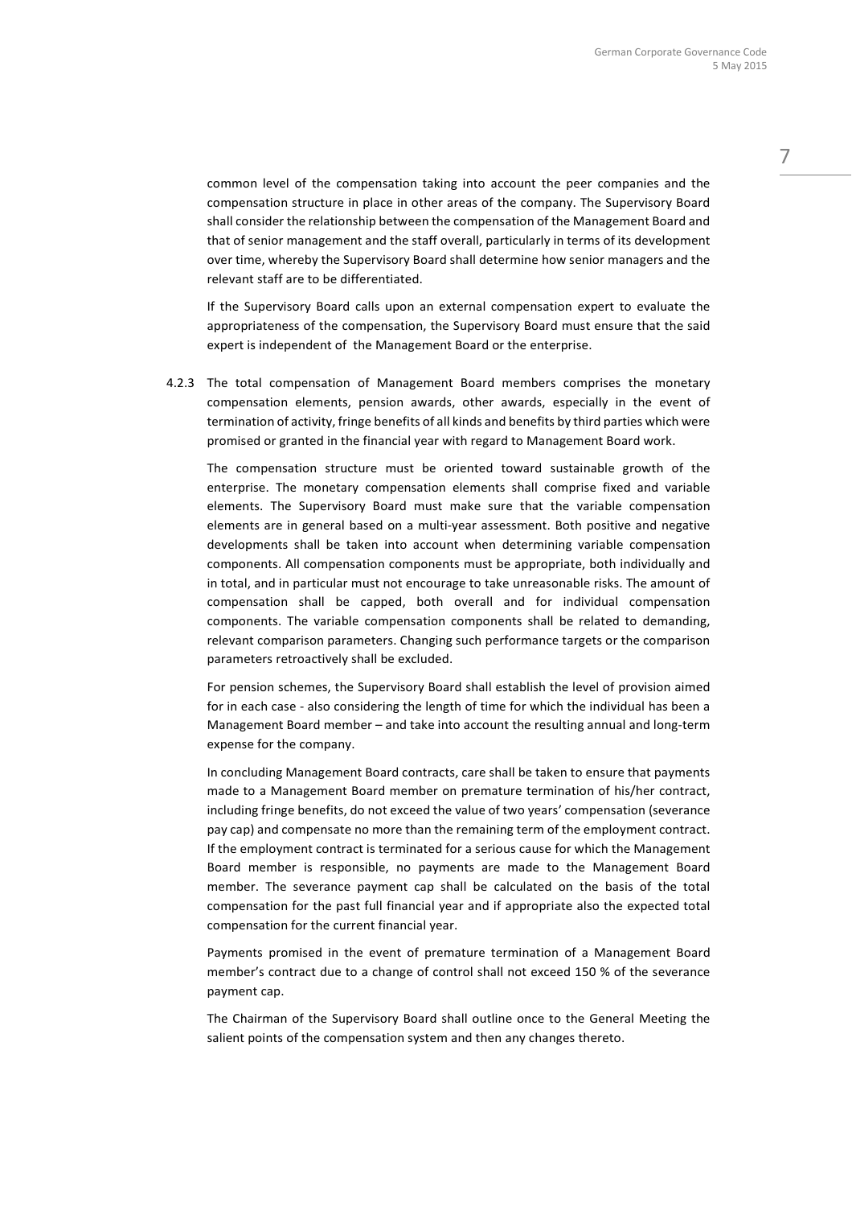common level of the compensation taking into account the peer companies and the compensation structure in place in other areas of the company. The Supervisory Board shall consider the relationship between the compensation of the Management Board and that of senior management and the staff overall, particularly in terms of its development over time, whereby the Supervisory Board shall determine how senior managers and the relevant staff are to be differentiated.

If the Supervisory Board calls upon an external compensation expert to evaluate the appropriateness of the compensation, the Supervisory Board must ensure that the said expert is independent of the Management Board or the enterprise.

4.2.3 The total compensation of Management Board members comprises the monetary compensation elements, pension awards, other awards, especially in the event of termination of activity, fringe benefits of all kinds and benefits by third parties which were promised or granted in the financial year with regard to Management Board work.

The compensation structure must be oriented toward sustainable growth of the enterprise. The monetary compensation elements shall comprise fixed and variable elements. The Supervisory Board must make sure that the variable compensation elements are in general based on a multi-year assessment. Both positive and negative developments shall be taken into account when determining variable compensation components. All compensation components must be appropriate, both individually and in total, and in particular must not encourage to take unreasonable risks. The amount of compensation shall be capped, both overall and for individual compensation components. The variable compensation components shall be related to demanding, relevant comparison parameters. Changing such performance targets or the comparison parameters retroactively shall be excluded.

For pension schemes, the Supervisory Board shall establish the level of provision aimed for in each case - also considering the length of time for which the individual has been a Management Board member – and take into account the resulting annual and long-term expense for the company.

In concluding Management Board contracts, care shall be taken to ensure that payments made to a Management Board member on premature termination of his/her contract, including fringe benefits, do not exceed the value of two years' compensation (severance pay cap) and compensate no more than the remaining term of the employment contract. If the employment contract is terminated for a serious cause for which the Management Board member is responsible, no payments are made to the Management Board member. The severance payment cap shall be calculated on the basis of the total compensation for the past full financial year and if appropriate also the expected total compensation for the current financial year.

Payments promised in the event of premature termination of a Management Board member's contract due to a change of control shall not exceed 150 % of the severance payment cap.

The Chairman of the Supervisory Board shall outline once to the General Meeting the salient points of the compensation system and then any changes thereto.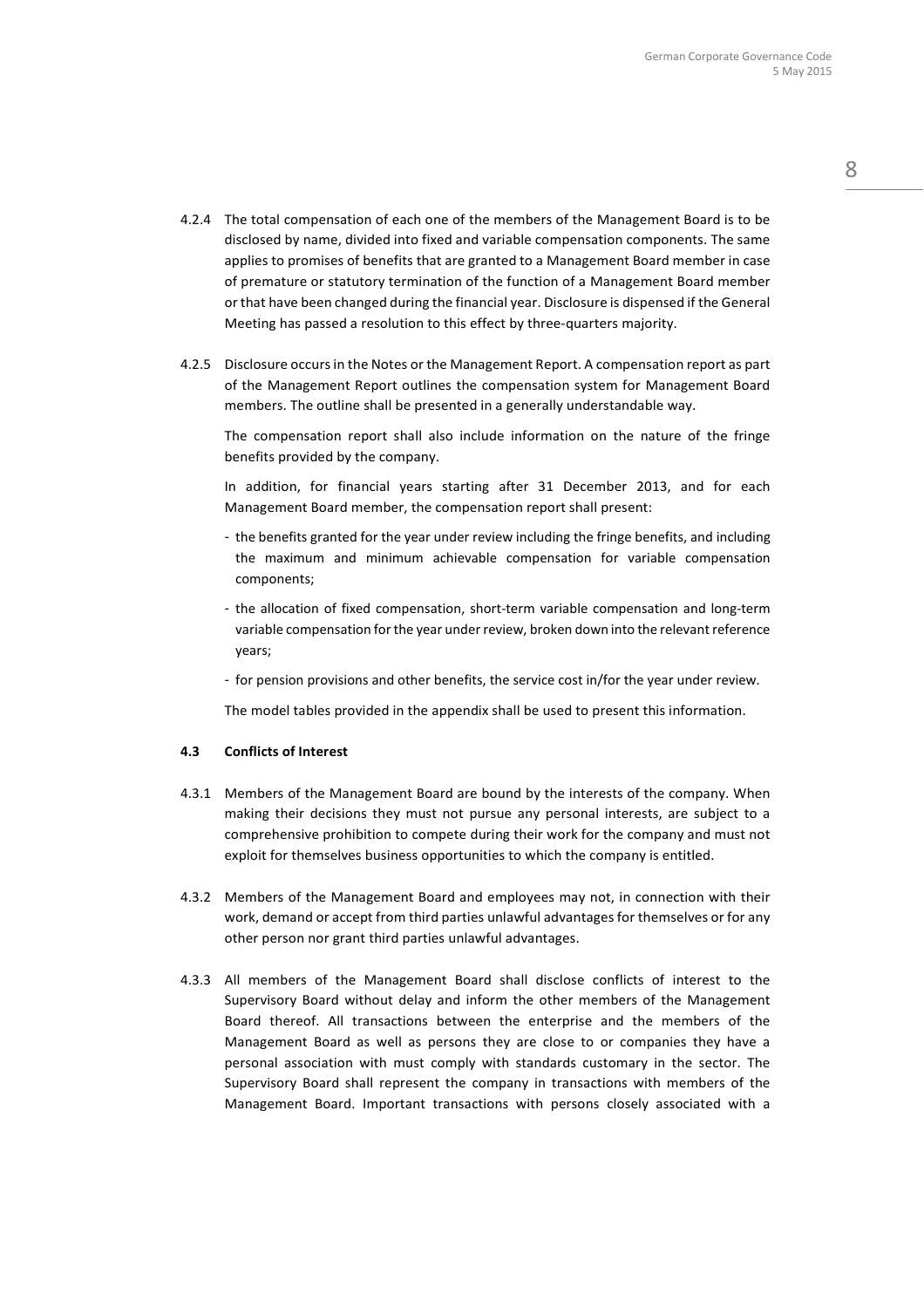4.2.4 The total compensation of each one of the members of the Management Board is to be disclosed by name, divided into fixed and variable compensation components. The same applies to promises of benefits that are granted to a Management Board member in case of premature or statutory termination of the function of a Management Board member or that have been changed during the financial year. Disclosure is dispensed if the General Meeting has passed a resolution to this effect by three-quarters majority.

4.2.5 Disclosure occurs in the Notes or the Management Report. A compensation report as part of the Management Report outlines the compensation system for Management Board members. The outline shall be presented in a generally understandable way.

The compensation report shall also include information on the nature of the fringe benefits provided by the company.

In addition, for financial years starting after 31 December 2013, and for each Management Board member, the compensation report shall present:

- the benefits granted for the year under review including the fringe benefits, and including the maximum and minimum achievable compensation for variable compensation components;
- the allocation of fixed compensation, short-term variable compensation and long-term variable compensation for the year under review, broken down into the relevant reference years;
- for pension provisions and other benefits, the service cost in/for the year under review.

The model tables provided in the appendix shall be used to present this information.

### 4.3 Conflicts of Interest

4.3.1 Members of the Management Board are bound by the interests of the company. When making their decisions they must not pursue any personal interests, are subject to a comprehensive prohibition to compete during their work for the company and must not exploit for themselves business opportunities to which the company is entitled.

4.3.2 Members of the Management Board and employees may not, in connection with their work, demand or accept from third parties unlawful advantages for themselves or for any other person nor grant third parties unlawful advantages.

4.3.3 All members of the Management Board shall disclose conflicts of interest to the Supervisory Board without delay and inform the other members of the Management Board thereof. All transactions between the enterprise and the members of the Management Board as well as persons they are close to or companies they have a personal association with must comply with standards customary in the sector. The Supervisory Board shall represent the company in transactions with members of the Management Board. Important transactions with persons closely associated with a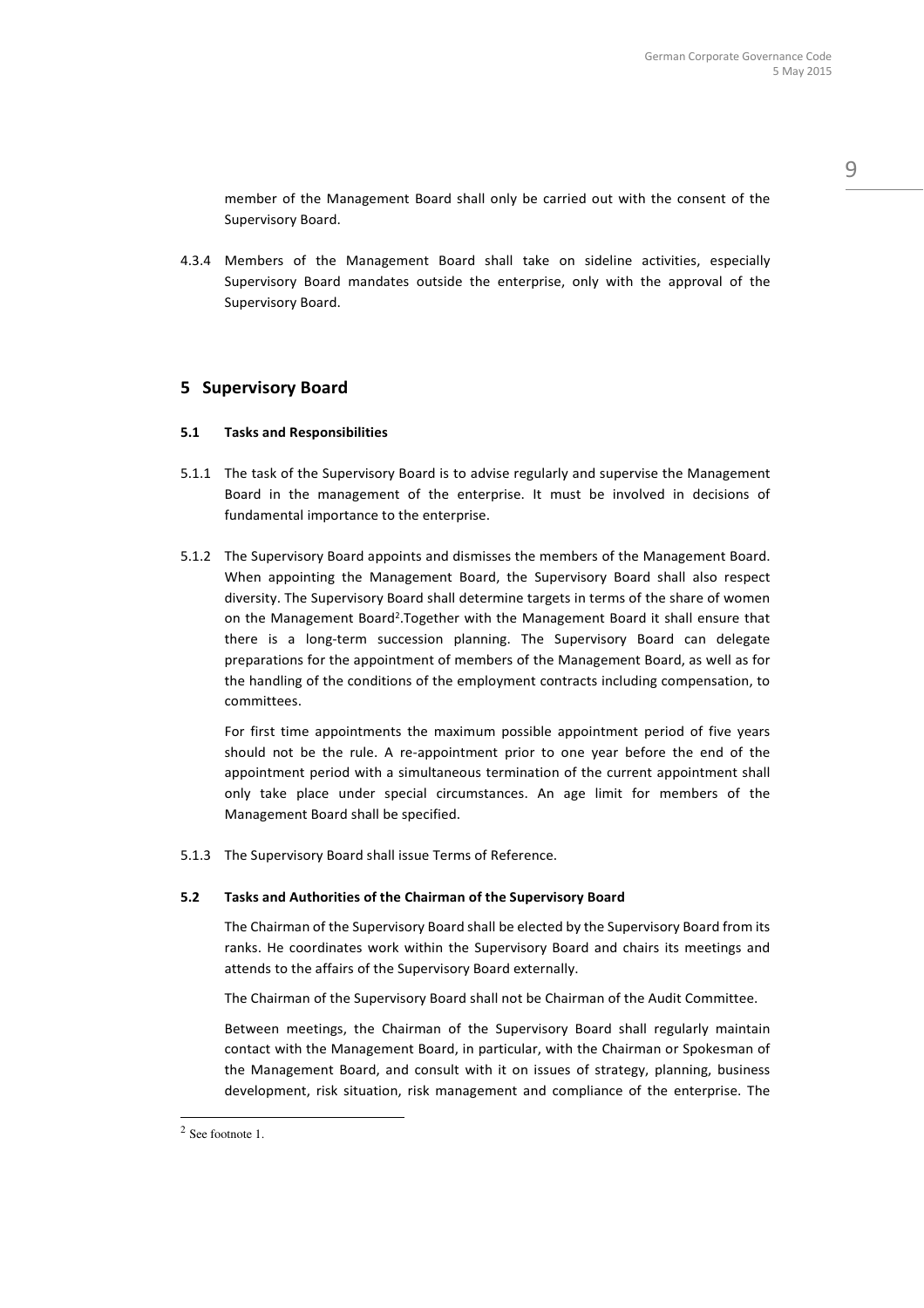member of the Management Board shall only be carried out with the consent of the Supervisory Board.

4.3.4 Members of the Management Board shall take on sideline activities, especially Supervisory Board mandates outside the enterprise, only with the approval of the Supervisory Board.

## 5 Supervisory Board

### 5.1 Tasks and Responsibilities

5.1.1 The task of the Supervisory Board is to advise regularly and supervise the Management Board in the management of the enterprise. It must be involved in decisions of fundamental importance to the enterprise.

5.1.2 The Supervisory Board appoints and dismisses the members of the Management Board. When appointing the Management Board, the Supervisory Board shall also respect diversity. The Supervisory Board shall determine targets in terms of the share of women on the Management Board[2].Together with the Management Board it shall ensure that there is a long-term succession planning. The Supervisory Board can delegate preparations for the appointment of members of the Management Board, as well as for the handling of the conditions of the employment contracts including compensation, to committees.

For first time appointments the maximum possible appointment period of five years should not be the rule. A re-appointment prior to one year before the end of the appointment period with a simultaneous termination of the current appointment shall only take place under special circumstances. An age limit for members of the Management Board shall be specified.

5.1.3 The Supervisory Board shall issue Terms of Reference.

### 5.2 Tasks and Authorities of the Chairman of the Supervisory Board

The Chairman of the Supervisory Board shall be elected by the Supervisory Board from its ranks. He coordinates work within the Supervisory Board and chairs its meetings and attends to the affairs of the Supervisory Board externally.

The Chairman of the Supervisory Board shall not be Chairman of the Audit Committee.

Between meetings, the Chairman of the Supervisory Board shall regularly maintain contact with the Management Board, in particular, with the Chairman or Spokesman of the Management Board, and consult with it on issues of strategy, planning, business development, risk situation, risk management and compliance of the enterprise. The

[2] See footnote 1.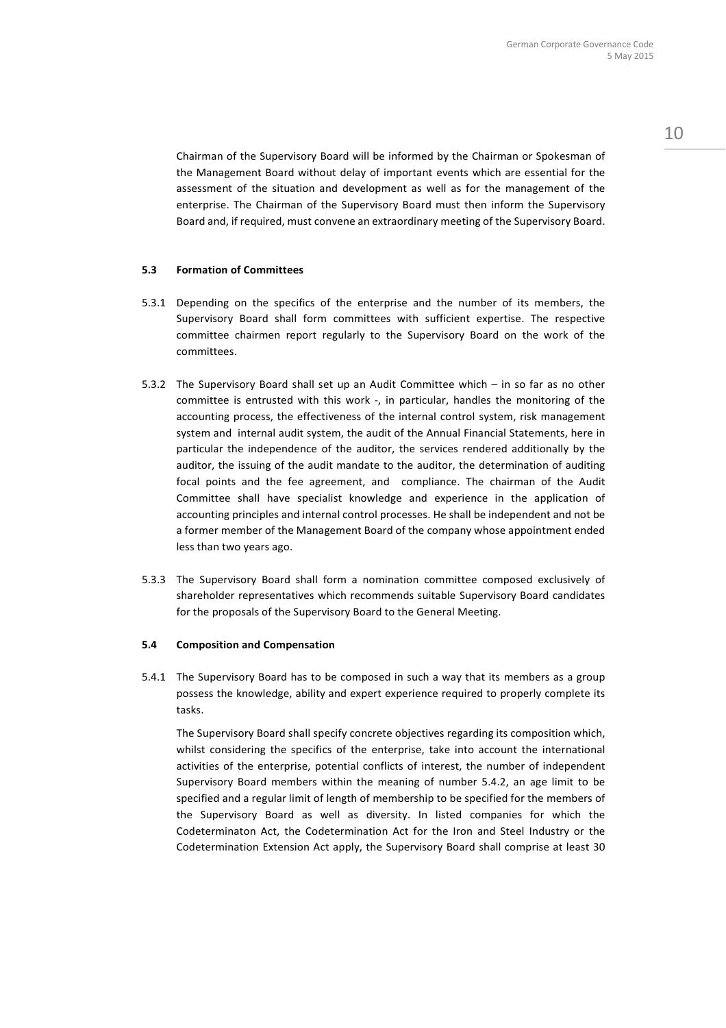Chairman of the Supervisory Board will be informed by the Chairman or Spokesman of the Management Board without delay of important events which are essential for the assessment of the situation and development as well as for the management of the enterprise. The Chairman of the Supervisory Board must then inform the Supervisory Board and, if required, must convene an extraordinary meeting of the Supervisory Board.

### 5.3 Formation of Committees

5.3.1 Depending on the specifics of the enterprise and the number of its members, the Supervisory Board shall form committees with sufficient expertise. The respective committee chairmen report regularly to the Supervisory Board on the work of the committees.

5.3.2 The Supervisory Board shall set up an Audit Committee which – in so far as no other committee is entrusted with this work -, in particular, handles the monitoring of the accounting process, the effectiveness of the internal control system, risk management system and internal audit system, the audit of the Annual Financial Statements, here in particular the independence of the auditor, the services rendered additionally by the auditor, the issuing of the audit mandate to the auditor, the determination of auditing focal points and the fee agreement, and compliance. The chairman of the Audit Committee shall have specialist knowledge and experience in the application of accounting principles and internal control processes. He shall be independent and not be a former member of the Management Board of the company whose appointment ended less than two years ago.

5.3.3 The Supervisory Board shall form a nomination committee composed exclusively of shareholder representatives which recommends suitable Supervisory Board candidates for the proposals of the Supervisory Board to the General Meeting.

### 5.4 Composition and Compensation

5.4.1 The Supervisory Board has to be composed in such a way that its members as a group possess the knowledge, ability and expert experience required to properly complete its tasks.

The Supervisory Board shall specify concrete objectives regarding its composition which, whilst considering the specifics of the enterprise, take into account the international activities of the enterprise, potential conflicts of interest, the number of independent Supervisory Board members within the meaning of number 5.4.2, an age limit to be specified and a regular limit of length of membership to be specified for the members of the Supervisory Board as well as diversity. In listed companies for which the Codeterminaton Act, the Codetermination Act for the Iron and Steel Industry or the Codetermination Extension Act apply, the Supervisory Board shall comprise at least 30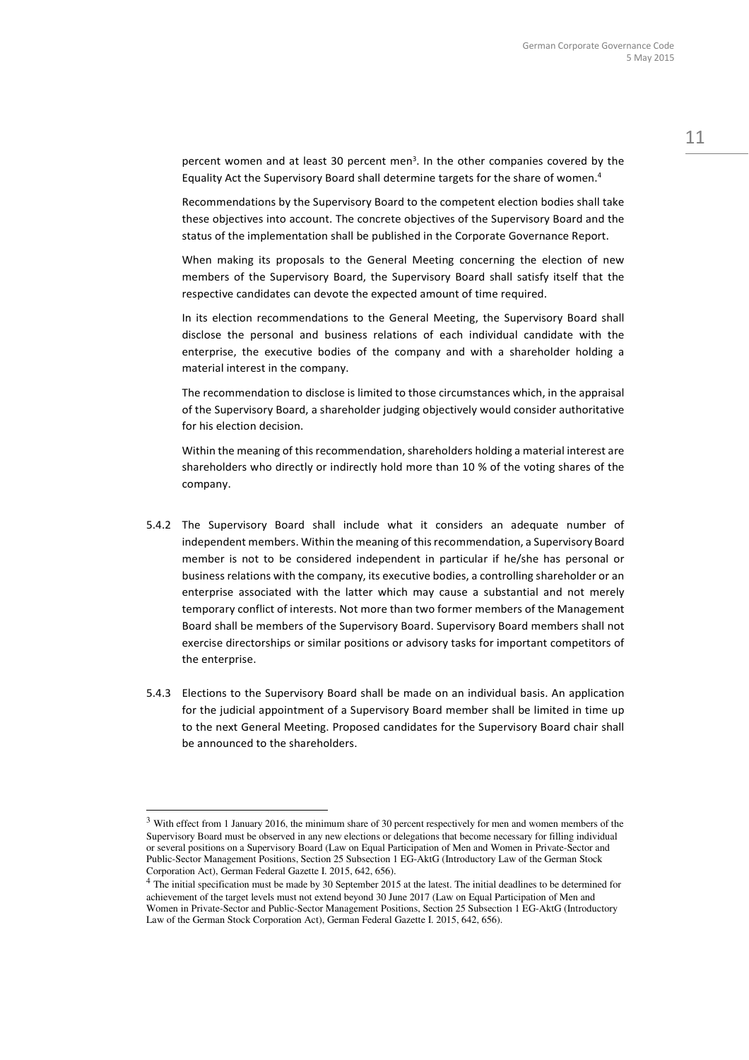percent women and at least 30 percent men[3]. In the other companies covered by the Equality Act the Supervisory Board shall determine targets for the share of women.[4]

Recommendations by the Supervisory Board to the competent election bodies shall take these objectives into account. The concrete objectives of the Supervisory Board and the status of the implementation shall be published in the Corporate Governance Report.

When making its proposals to the General Meeting concerning the election of new members of the Supervisory Board, the Supervisory Board shall satisfy itself that the respective candidates can devote the expected amount of time required.

In its election recommendations to the General Meeting, the Supervisory Board shall disclose the personal and business relations of each individual candidate with the enterprise, the executive bodies of the company and with a shareholder holding a material interest in the company.

The recommendation to disclose is limited to those circumstances which, in the appraisal of the Supervisory Board, a shareholder judging objectively would consider authoritative for his election decision.

Within the meaning of this recommendation, shareholders holding a material interest are shareholders who directly or indirectly hold more than 10 % of the voting shares of the company.

5.4.2 The Supervisory Board shall include what it considers an adequate number of independent members. Within the meaning of this recommendation, a Supervisory Board member is not to be considered independent in particular if he/she has personal or business relations with the company, its executive bodies, a controlling shareholder or an enterprise associated with the latter which may cause a substantial and not merely temporary conflict of interests. Not more than two former members of the Management Board shall be members of the Supervisory Board. Supervisory Board members shall not exercise directorships or similar positions or advisory tasks for important competitors of the enterprise.

5.4.3 Elections to the Supervisory Board shall be made on an individual basis. An application for the judicial appointment of a Supervisory Board member shall be limited in time up to the next General Meeting. Proposed candidates for the Supervisory Board chair shall be announced to the shareholders.

---

[3] With effect from 1 January 2016, the minimum share of 30 percent respectively for men and women members of the Supervisory Board must be observed in any new elections or delegations that become necessary for filling individual or several positions on a Supervisory Board (Law on Equal Participation of Men and Women in Private-Sector and Public-Sector Management Positions, Section 25 Subsection 1 EG-AktG (Introductory Law of the German Stock Corporation Act), German Federal Gazette I. 2015, 642, 656).

[4] The initial specification must be made by 30 September 2015 at the latest. The initial deadlines to be determined for achievement of the target levels must not extend beyond 30 June 2017 (Law on Equal Participation of Men and Women in Private-Sector and Public-Sector Management Positions, Section 25 Subsection 1 EG-AktG (Introductory Law of the German Stock Corporation Act), German Federal Gazette I. 2015, 642, 656).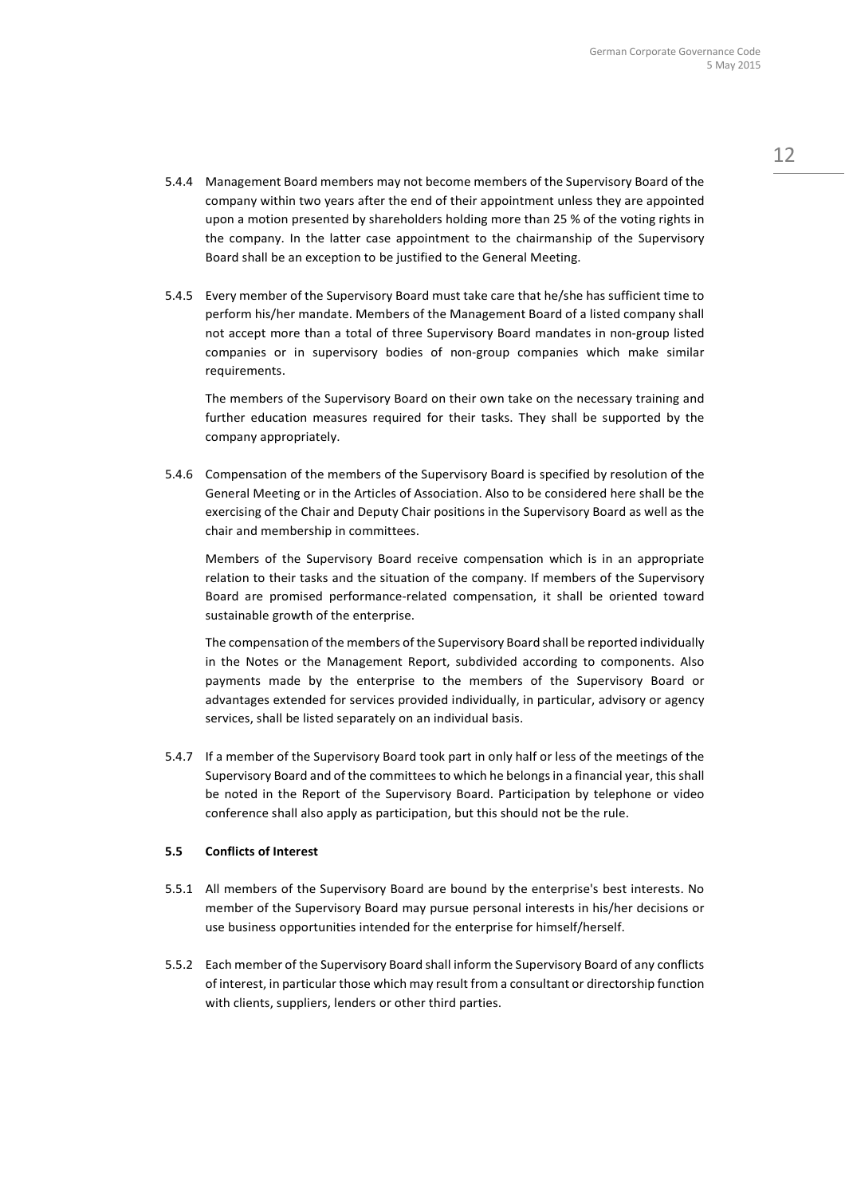5.4.4 Management Board members may not become members of the Supervisory Board of the company within two years after the end of their appointment unless they are appointed upon a motion presented by shareholders holding more than 25 % of the voting rights in the company. In the latter case appointment to the chairmanship of the Supervisory Board shall be an exception to be justified to the General Meeting.

5.4.5 Every member of the Supervisory Board must take care that he/she has sufficient time to perform his/her mandate. Members of the Management Board of a listed company shall not accept more than a total of three Supervisory Board mandates in non-group listed companies or in supervisory bodies of non-group companies which make similar requirements.

The members of the Supervisory Board on their own take on the necessary training and further education measures required for their tasks. They shall be supported by the company appropriately.

5.4.6 Compensation of the members of the Supervisory Board is specified by resolution of the General Meeting or in the Articles of Association. Also to be considered here shall be the exercising of the Chair and Deputy Chair positions in the Supervisory Board as well as the chair and membership in committees.

Members of the Supervisory Board receive compensation which is in an appropriate relation to their tasks and the situation of the company. If members of the Supervisory Board are promised performance-related compensation, it shall be oriented toward sustainable growth of the enterprise.

The compensation of the members of the Supervisory Board shall be reported individually in the Notes or the Management Report, subdivided according to components. Also payments made by the enterprise to the members of the Supervisory Board or advantages extended for services provided individually, in particular, advisory or agency services, shall be listed separately on an individual basis.

5.4.7 If a member of the Supervisory Board took part in only half or less of the meetings of the Supervisory Board and of the committees to which he belongs in a financial year, this shall be noted in the Report of the Supervisory Board. Participation by telephone or video conference shall also apply as participation, but this should not be the rule.

### 5.5 Conflicts of Interest

5.5.1 All members of the Supervisory Board are bound by the enterprise's best interests. No member of the Supervisory Board may pursue personal interests in his/her decisions or use business opportunities intended for the enterprise for himself/herself.

5.5.2 Each member of the Supervisory Board shall inform the Supervisory Board of any conflicts of interest, in particular those which may result from a consultant or directorship function with clients, suppliers, lenders or other third parties.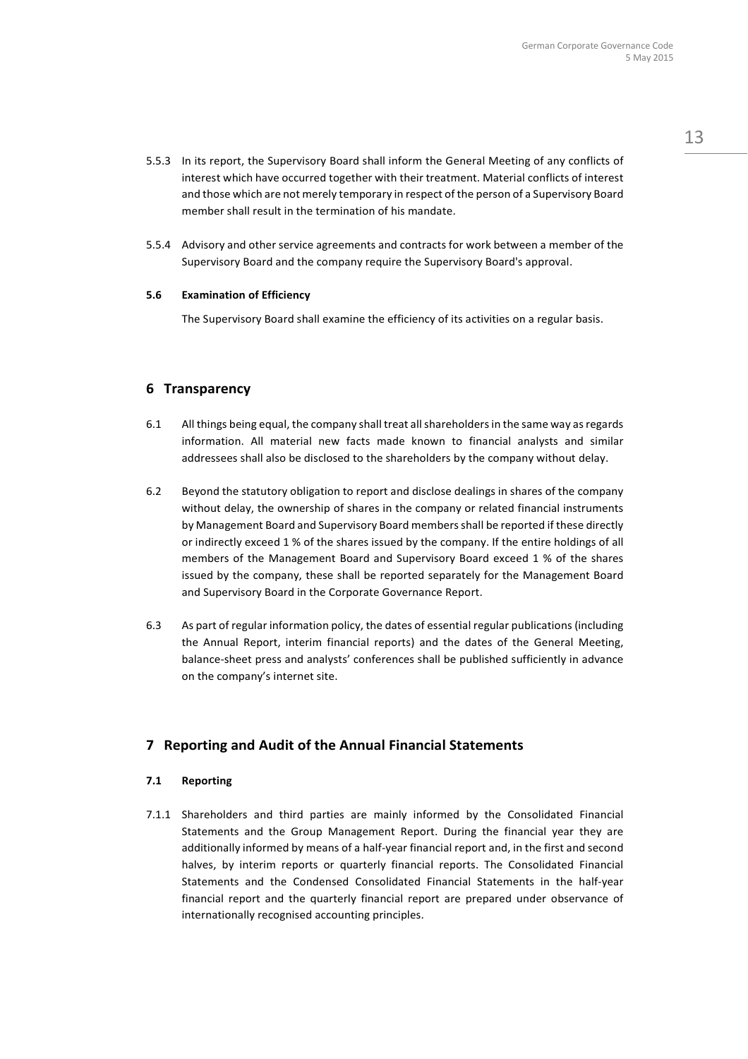5.5.3 In its report, the Supervisory Board shall inform the General Meeting of any conflicts of interest which have occurred together with their treatment. Material conflicts of interest and those which are not merely temporary in respect of the person of a Supervisory Board member shall result in the termination of his mandate.

5.5.4 Advisory and other service agreements and contracts for work between a member of the Supervisory Board and the company require the Supervisory Board's approval.

### 5.6 Examination of Efficiency

The Supervisory Board shall examine the efficiency of its activities on a regular basis.

## 6 Transparency

6.1 All things being equal, the company shall treat all shareholders in the same way as regards information. All material new facts made known to financial analysts and similar addressees shall also be disclosed to the shareholders by the company without delay.

6.2 Beyond the statutory obligation to report and disclose dealings in shares of the company without delay, the ownership of shares in the company or related financial instruments by Management Board and Supervisory Board members shall be reported if these directly or indirectly exceed 1 % of the shares issued by the company. If the entire holdings of all members of the Management Board and Supervisory Board exceed 1 % of the shares issued by the company, these shall be reported separately for the Management Board and Supervisory Board in the Corporate Governance Report.

6.3 As part of regular information policy, the dates of essential regular publications (including the Annual Report, interim financial reports) and the dates of the General Meeting, balance-sheet press and analysts' conferences shall be published sufficiently in advance on the company's internet site.

## 7 Reporting and Audit of the Annual Financial Statements

### 7.1 Reporting

7.1.1 Shareholders and third parties are mainly informed by the Consolidated Financial Statements and the Group Management Report. During the financial year they are additionally informed by means of a half-year financial report and, in the first and second halves, by interim reports or quarterly financial reports. The Consolidated Financial Statements and the Condensed Consolidated Financial Statements in the half-year financial report and the quarterly financial report are prepared under observance of internationally recognised accounting principles.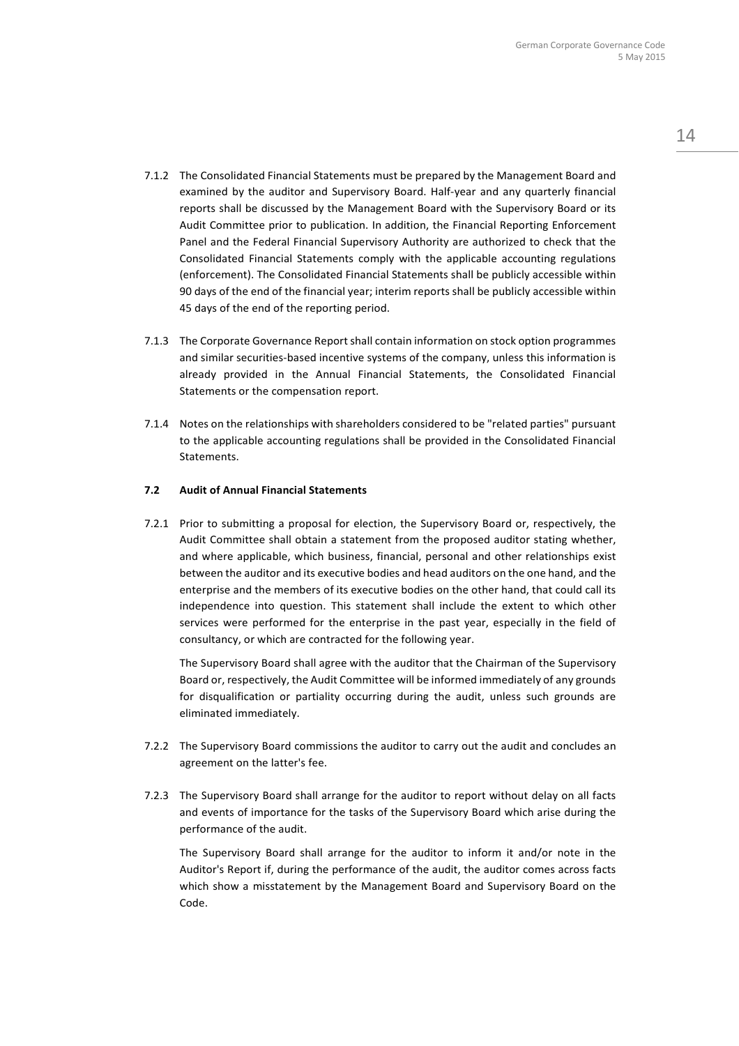7.1.2 The Consolidated Financial Statements must be prepared by the Management Board and examined by the auditor and Supervisory Board. Half-year and any quarterly financial reports shall be discussed by the Management Board with the Supervisory Board or its Audit Committee prior to publication. In addition, the Financial Reporting Enforcement Panel and the Federal Financial Supervisory Authority are authorized to check that the Consolidated Financial Statements comply with the applicable accounting regulations (enforcement). The Consolidated Financial Statements shall be publicly accessible within 90 days of the end of the financial year; interim reports shall be publicly accessible within 45 days of the end of the reporting period.

7.1.3 The Corporate Governance Report shall contain information on stock option programmes and similar securities-based incentive systems of the company, unless this information is already provided in the Annual Financial Statements, the Consolidated Financial Statements or the compensation report.

7.1.4 Notes on the relationships with shareholders considered to be "related parties" pursuant to the applicable accounting regulations shall be provided in the Consolidated Financial Statements.

### 7.2 Audit of Annual Financial Statements

7.2.1 Prior to submitting a proposal for election, the Supervisory Board or, respectively, the Audit Committee shall obtain a statement from the proposed auditor stating whether, and where applicable, which business, financial, personal and other relationships exist between the auditor and its executive bodies and head auditors on the one hand, and the enterprise and the members of its executive bodies on the other hand, that could call its independence into question. This statement shall include the extent to which other services were performed for the enterprise in the past year, especially in the field of consultancy, or which are contracted for the following year.

The Supervisory Board shall agree with the auditor that the Chairman of the Supervisory Board or, respectively, the Audit Committee will be informed immediately of any grounds for disqualification or partiality occurring during the audit, unless such grounds are eliminated immediately.

7.2.2 The Supervisory Board commissions the auditor to carry out the audit and concludes an agreement on the latter's fee.

7.2.3 The Supervisory Board shall arrange for the auditor to report without delay on all facts and events of importance for the tasks of the Supervisory Board which arise during the performance of the audit.

The Supervisory Board shall arrange for the auditor to inform it and/or note in the Auditor's Report if, during the performance of the audit, the auditor comes across facts which show a misstatement by the Management Board and Supervisory Board on the Code.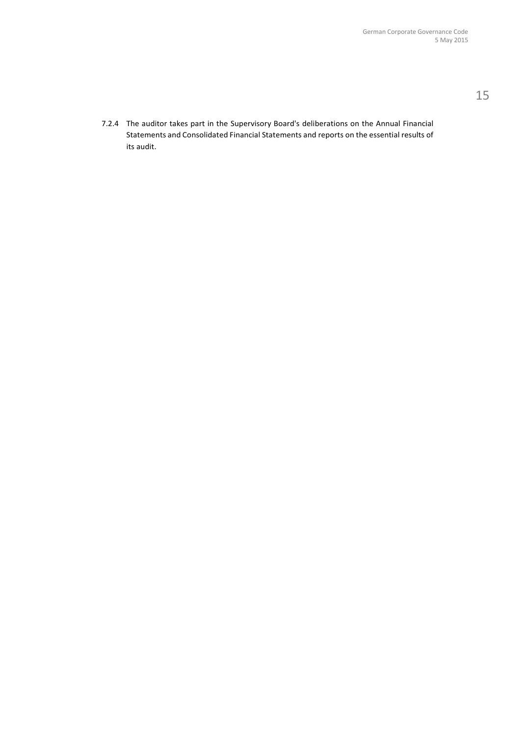7.2.4 The auditor takes part in the Supervisory Board's deliberations on the Annual Financial Statements and Consolidated Financial Statements and reports on the essential results of its audit.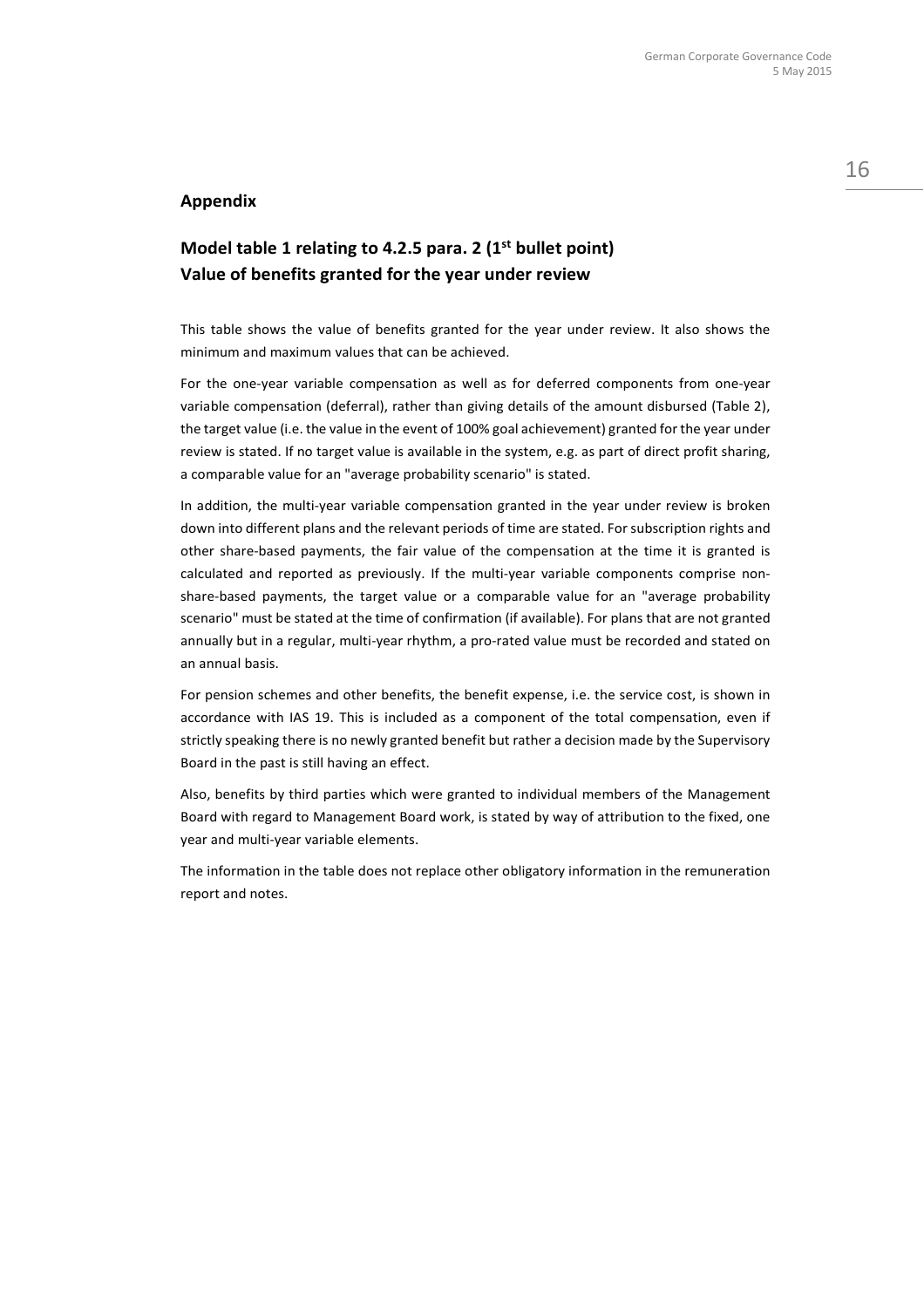## Appendix

### Model table 1 relating to 4.2.5 para. 2 (1st bullet point)
### Value of benefits granted for the year under review

This table shows the value of benefits granted for the year under review. It also shows the minimum and maximum values that can be achieved.

For the one-year variable compensation as well as for deferred components from one-year variable compensation (deferral), rather than giving details of the amount disbursed (Table 2), the target value (i.e. the value in the event of 100% goal achievement) granted for the year under review is stated. If no target value is available in the system, e.g. as part of direct profit sharing, a comparable value for an "average probability scenario" is stated.

In addition, the multi-year variable compensation granted in the year under review is broken down into different plans and the relevant periods of time are stated. For subscription rights and other share-based payments, the fair value of the compensation at the time it is granted is calculated and reported as previously. If the multi-year variable components comprise non-share-based payments, the target value or a comparable value for an "average probability scenario" must be stated at the time of confirmation (if available). For plans that are not granted annually but in a regular, multi-year rhythm, a pro-rated value must be recorded and stated on an annual basis.

For pension schemes and other benefits, the benefit expense, i.e. the service cost, is shown in accordance with IAS 19. This is included as a component of the total compensation, even if strictly speaking there is no newly granted benefit but rather a decision made by the Supervisory Board in the past is still having an effect.

Also, benefits by third parties which were granted to individual members of the Management Board with regard to Management Board work, is stated by way of attribution to the fixed, one year and multi-year variable elements.

The information in the table does not replace other obligatory information in the remuneration report and notes.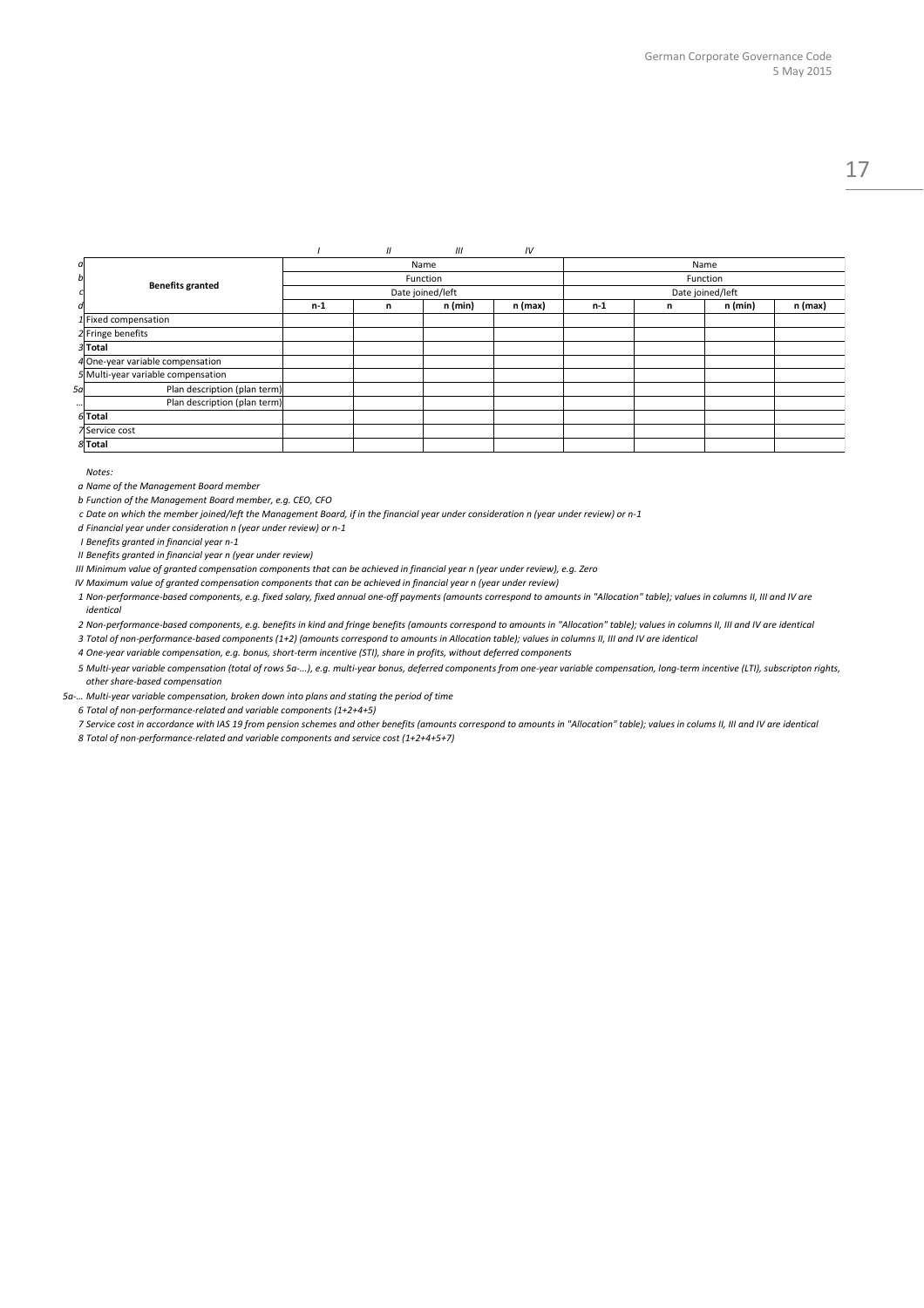| | | I | II | III | IV | | | | |
|---|---|---|---|---|---|---|---|---|---|
| a | Benefits granted | Name | | | | Name | | | |
| b | | Function | | | | Function | | | |
| c | | Date joined/left | | | | Date joined/left | | | |
| d | | n-1 | n | n (min) | n (max) | n-1 | n | n (min) | n (max) |
| 1 | Fixed compensation | | | | | | | | |
| 2 | Fringe benefits | | | | | | | | |
| 3 | **Total** | | | | | | | | |
| 4 | One-year variable compensation | | | | | | | | |
| 5 | Multi-year variable compensation | | | | | | | | |
| 5a | Plan description (plan term) | | | | | | | | |
| ... | Plan description (plan term) | | | | | | | | |
| 6 | **Total** | | | | | | | | |
| 7 | Service cost | | | | | | | | |
| 8 | **Total** | | | | | | | | |

*Notes:*

*a Name of the Management Board member*

*b Function of the Management Board member, e.g. CEO, CFO*

*c Date on which the member joined/left the Management Board, if in the financial year under consideration n (year under review) or n-1*

*d Financial year under consideration n (year under review) or n-1*

*I Benefits granted in financial year n-1*

*II Benefits granted in financial year n (year under review)*

*III Minimum value of granted compensation components that can be achieved in financial year n (year under review), e.g. Zero*

*IV Maximum value of granted compensation components that can be achieved in financial year n (year under review)*

*1 Non-performance-based components, e.g. fixed salary, fixed annual one-off payments (amounts correspond to amounts in "Allocation" table); values in columns II, III and IV are identical*

*2 Non-performance-based components, e.g. benefits in kind and fringe benefits (amounts correspond to amounts in "Allocation" table); values in columns II, III and IV are identical*

*3 Total of non-performance-based components (1+2) (amounts correspond to amounts in Allocation table); values in columns II, III and IV are identical*

*4 One-year variable compensation, e.g. bonus, short-term incentive (STI), share in profits, without deferred components*

*5 Multi-year variable compensation (total of rows 5a-...), e.g. multi-year bonus, deferred components from one-year variable compensation, long-term incentive (LTI), subscripton rights, other share-based compensation*

*5a-... Multi-year variable compensation, broken down into plans and stating the period of time*

*6 Total of non-performance-related and variable components (1+2+4+5)*

*7 Service cost in accordance with IAS 19 from pension schemes and other benefits (amounts correspond to amounts in "Allocation" table); values in colums II, III and IV are identical*

*8 Total of non-performance-related and variable components and service cost (1+2+4+5+7)*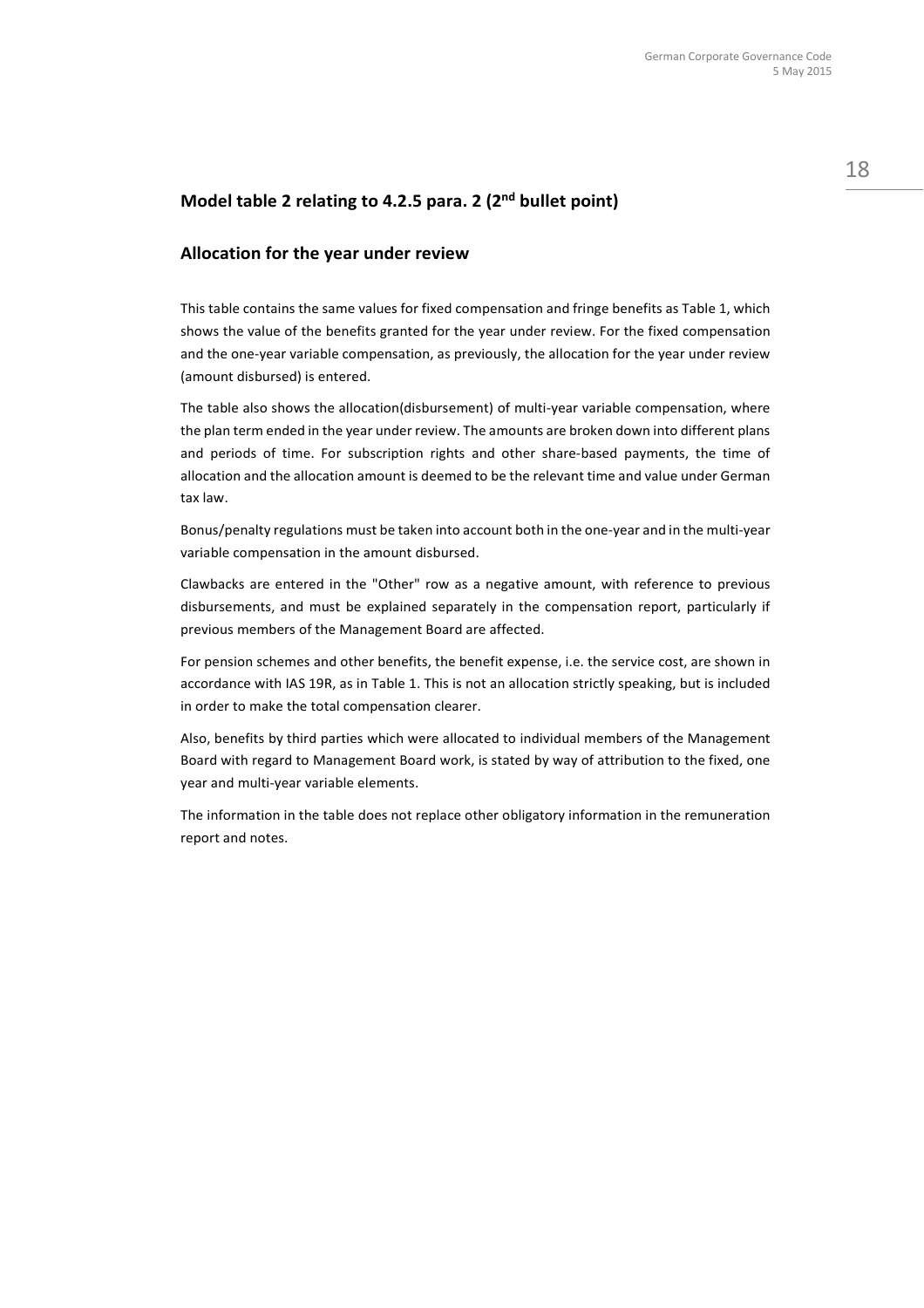## Model table 2 relating to 4.2.5 para. 2 (2nd bullet point)

### Allocation for the year under review

This table contains the same values for fixed compensation and fringe benefits as Table 1, which shows the value of the benefits granted for the year under review. For the fixed compensation and the one-year variable compensation, as previously, the allocation for the year under review (amount disbursed) is entered.

The table also shows the allocation(disbursement) of multi-year variable compensation, where the plan term ended in the year under review. The amounts are broken down into different plans and periods of time. For subscription rights and other share-based payments, the time of allocation and the allocation amount is deemed to be the relevant time and value under German tax law.

Bonus/penalty regulations must be taken into account both in the one-year and in the multi-year variable compensation in the amount disbursed.

Clawbacks are entered in the "Other" row as a negative amount, with reference to previous disbursements, and must be explained separately in the compensation report, particularly if previous members of the Management Board are affected.

For pension schemes and other benefits, the benefit expense, i.e. the service cost, are shown in accordance with IAS 19R, as in Table 1. This is not an allocation strictly speaking, but is included in order to make the total compensation clearer.

Also, benefits by third parties which were allocated to individual members of the Management Board with regard to Management Board work, is stated by way of attribution to the fixed, one year and multi-year variable elements.

The information in the table does not replace other obligatory information in the remuneration report and notes.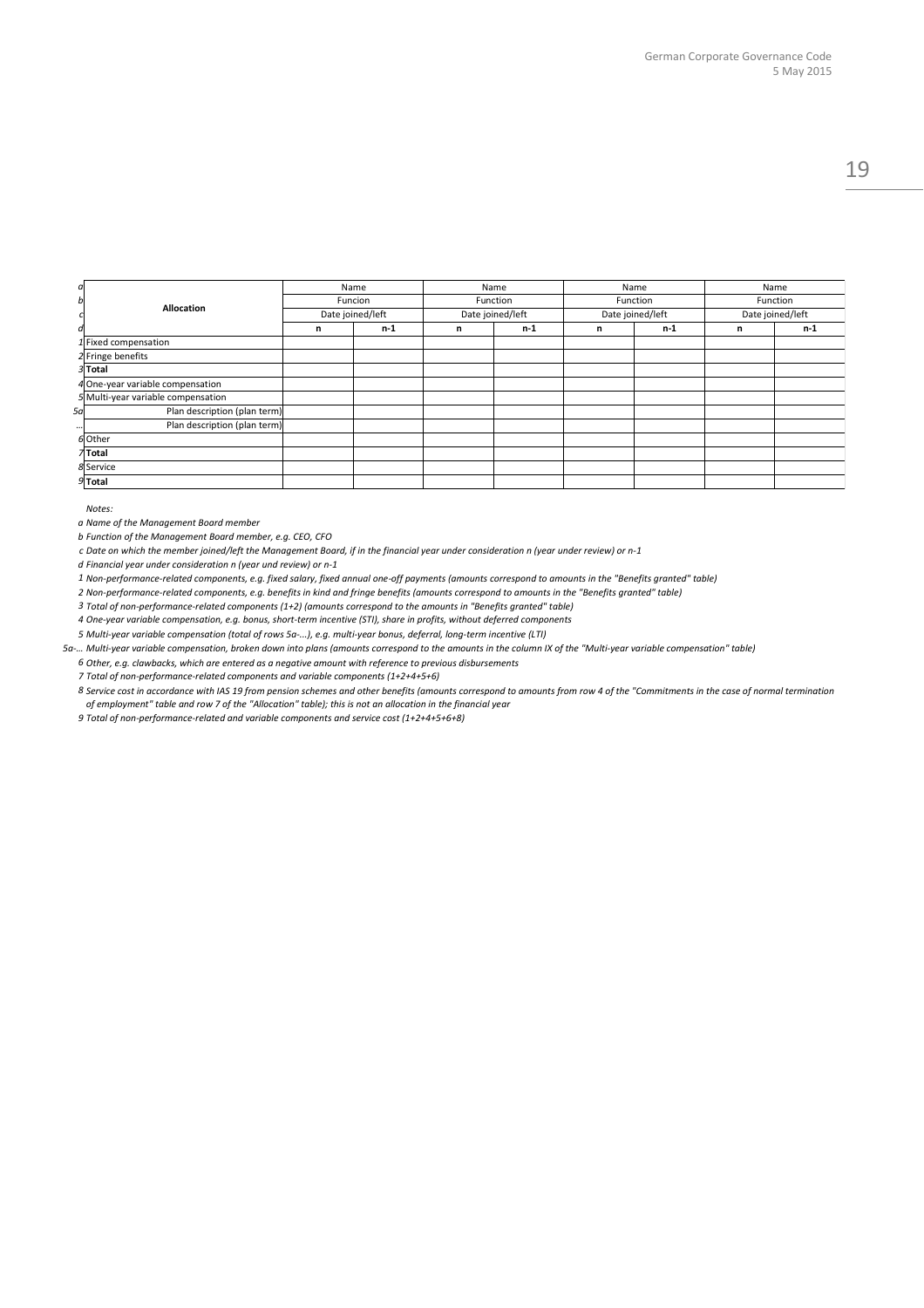| | | Name | | Name | | Name | | Name | |
|---|---|---|---|---|---|---|---|---|---|
| a | **Allocation** | Name | | Name | | Name | | Name | |
| b | | Funcion | | Function | | Function | | Function | |
| c | | Date joined/left | | Date joined/left | | Date joined/left | | Date joined/left | |
| d | | **n** | **n-1** | **n** | **n-1** | **n** | **n-1** | **n** | **n-1** |
| 1 | Fixed compensation | | | | | | | | |
| 2 | Fringe benefits | | | | | | | | |
| 3 | **Total** | | | | | | | | |
| 4 | One-year variable compensation | | | | | | | | |
| 5 | Multi-year variable compensation | | | | | | | | |
| 5a | Plan description (plan term) | | | | | | | | |
| ... | Plan description (plan term) | | | | | | | | |
| 6 | Other | | | | | | | | |
| 7 | **Total** | | | | | | | | |
| 8 | Service | | | | | | | | |
| 9 | **Total** | | | | | | | | |

*Notes:*

*a Name of the Management Board member*

*b Function of the Management Board member, e.g. CEO, CFO*

*c Date on which the member joined/left the Management Board, if in the financial year under consideration n (year under review) or n-1*

*d Financial year under consideration n (year und review) or n-1*

*1 Non-performance-related components, e.g. fixed salary, fixed annual one-off payments (amounts correspond to amounts in the "Benefits granted" table)*

*2 Non-performance-related components, e.g. benefits in kind and fringe benefits (amounts correspond to amounts in the "Benefits granted" table)*

*3 Total of non-performance-related components (1+2) (amounts correspond to the amounts in "Benefits granted" table)*

*4 One-year variable compensation, e.g. bonus, short-term incentive (STI), share in profits, without deferred components*

*5 Multi-year variable compensation (total of rows 5a-...), e.g. multi-year bonus, deferral, long-term incentive (LTI)*

*5a-... Multi-year variable compensation, broken down into plans (amounts correspond to the amounts in the column IX of the "Multi-year variable compensation" table)*

*6 Other, e.g. clawbacks, which are entered as a negative amount with reference to previous disbursements*

*7 Total of non-performance-related components and variable components (1+2+4+5+6)*

*8 Service cost in accordance with IAS 19 from pension schemes and other benefits (amounts correspond to amounts from row 4 of the "Commitments in the case of normal termination of employment" table and row 7 of the "Allocation" table); this is not an allocation in the financial year*

*9 Total of non-performance-related and variable components and service cost (1+2+4+5+6+8)*